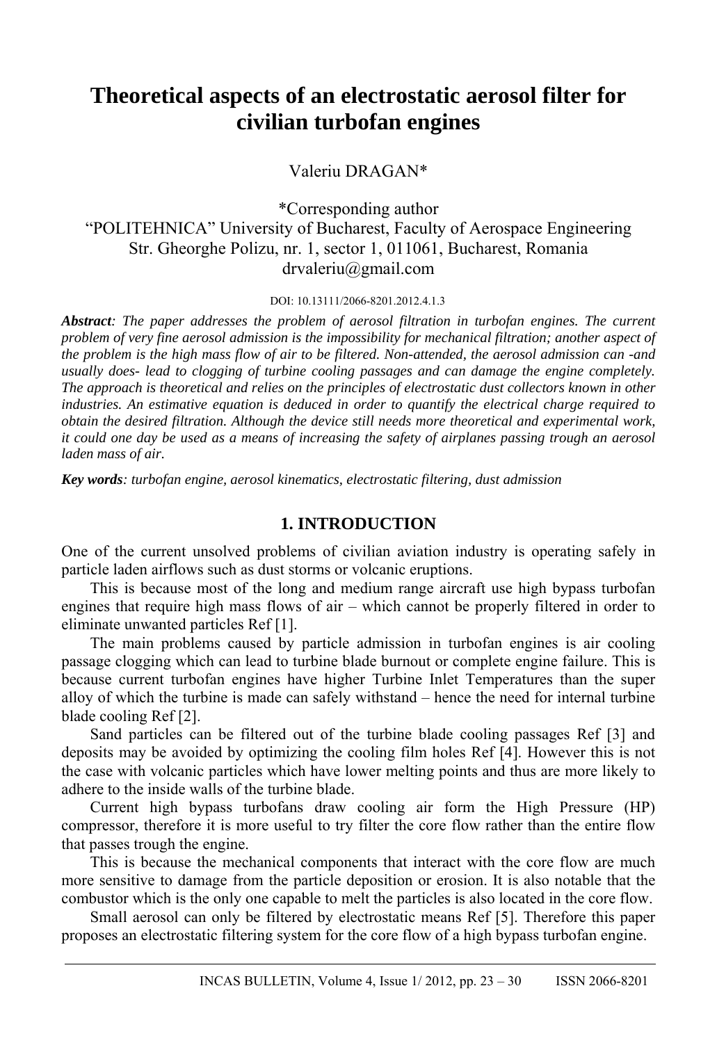# Theoretical aspects of an electrostatic aerosol filter for civilian turbofan engines

Valeriu DRAGAN*

*Corresponding author
"POLITEHNICA" University of Bucharest, Faculty of Aerospace Engineering
Str. Gheorghe Polizu, nr. 1, sector 1, 011061, Bucharest, Romania
drvaleriu@gmail.com

DOI: 10.13111/2066-8201.2012.4.1.3

***Abstract**: The paper addresses the problem of aerosol filtration in turbofan engines. The current problem of very fine aerosol admission is the impossibility for mechanical filtration; another aspect of the problem is the high mass flow of air to be filtered. Non-attended, the aerosol admission can -and usually does- lead to clogging of turbine cooling passages and can damage the engine completely. The approach is theoretical and relies on the principles of electrostatic dust collectors known in other industries. An estimative equation is deduced in order to quantify the electrical charge required to obtain the desired filtration. Although the device still needs more theoretical and experimental work, it could one day be used as a means of increasing the safety of airplanes passing trough an aerosol laden mass of air.*

***Key words**: turbofan engine, aerosol kinematics, electrostatic filtering, dust admission*

## 1. INTRODUCTION

One of the current unsolved problems of civilian aviation industry is operating safely in particle laden airflows such as dust storms or volcanic eruptions.

This is because most of the long and medium range aircraft use high bypass turbofan engines that require high mass flows of air – which cannot be properly filtered in order to eliminate unwanted particles Ref [1].

The main problems caused by particle admission in turbofan engines is air cooling passage clogging which can lead to turbine blade burnout or complete engine failure. This is because current turbofan engines have higher Turbine Inlet Temperatures than the super alloy of which the turbine is made can safely withstand – hence the need for internal turbine blade cooling Ref [2].

Sand particles can be filtered out of the turbine blade cooling passages Ref [3] and deposits may be avoided by optimizing the cooling film holes Ref [4]. However this is not the case with volcanic particles which have lower melting points and thus are more likely to adhere to the inside walls of the turbine blade.

Current high bypass turbofans draw cooling air form the High Pressure (HP) compressor, therefore it is more useful to try filter the core flow rather than the entire flow that passes trough the engine.

This is because the mechanical components that interact with the core flow are much more sensitive to damage from the particle deposition or erosion. It is also notable that the combustor which is the only one capable to melt the particles is also located in the core flow.

Small aerosol can only be filtered by electrostatic means Ref [5]. Therefore this paper proposes an electrostatic filtering system for the core flow of a high bypass turbofan engine.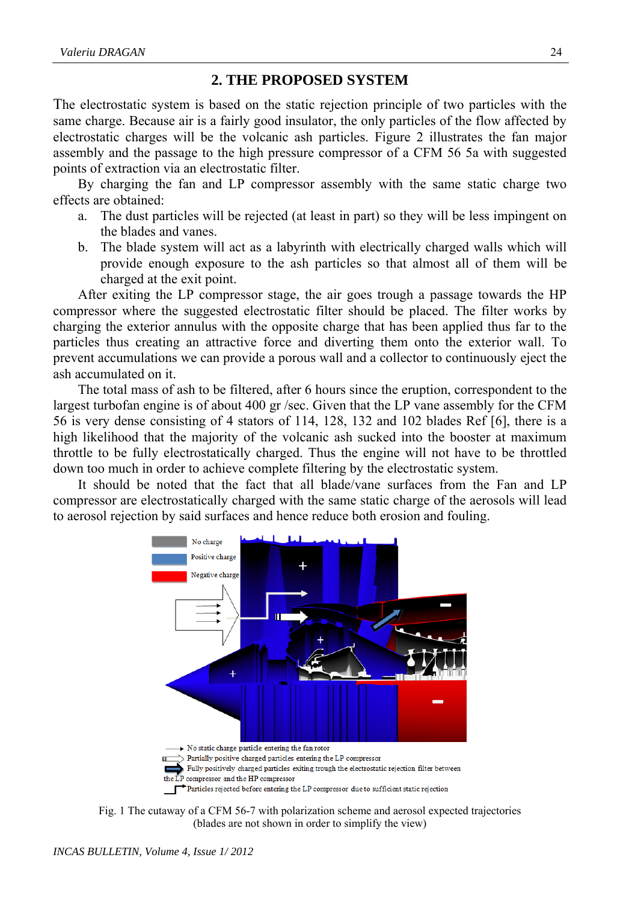## 2. THE PROPOSED SYSTEM

The electrostatic system is based on the static rejection principle of two particles with the same charge. Because air is a fairly good insulator, the only particles of the flow affected by electrostatic charges will be the volcanic ash particles. Figure 2 illustrates the fan major assembly and the passage to the high pressure compressor of a CFM 56 5a with suggested points of extraction via an electrostatic filter.

By charging the fan and LP compressor assembly with the same static charge two effects are obtained:

a. The dust particles will be rejected (at least in part) so they will be less impingent on the blades and vanes.
b. The blade system will act as a labyrinth with electrically charged walls which will provide enough exposure to the ash particles so that almost all of them will be charged at the exit point.

After exiting the LP compressor stage, the air goes trough a passage towards the HP compressor where the suggested electrostatic filter should be placed. The filter works by charging the exterior annulus with the opposite charge that has been applied thus far to the particles thus creating an attractive force and diverting them onto the exterior wall. To prevent accumulations we can provide a porous wall and a collector to continuously eject the ash accumulated on it.

The total mass of ash to be filtered, after 6 hours since the eruption, correspondent to the largest turbofan engine is of about 400 gr /sec. Given that the LP vane assembly for the CFM 56 is very dense consisting of 4 stators of 114, 128, 132 and 102 blades Ref [6], there is a high likelihood that the majority of the volcanic ash sucked into the booster at maximum throttle to be fully electrostatically charged. Thus the engine will not have to be throttled down too much in order to achieve complete filtering by the electrostatic system.

It should be noted that the fact that all blade/vane surfaces from the Fan and LP compressor are electrostatically charged with the same static charge of the aerosols will lead to aerosol rejection by said surfaces and hence reduce both erosion and fouling.

No charge
Positive charge
Negative charge

No static charge particle entering the fan rotor
Partially positive charged particles entering the LP compressor
Fully positively charged particles exiting trough the electrostatic rejection filter between the LP compressor and the HP compressor
Particles rejected before entering the LP compressor due to sufficient static rejection

Fig. 1 The cutaway of a CFM 56-7 with polarization scheme and aerosol expected trajectories (blades are not shown in order to simplify the view)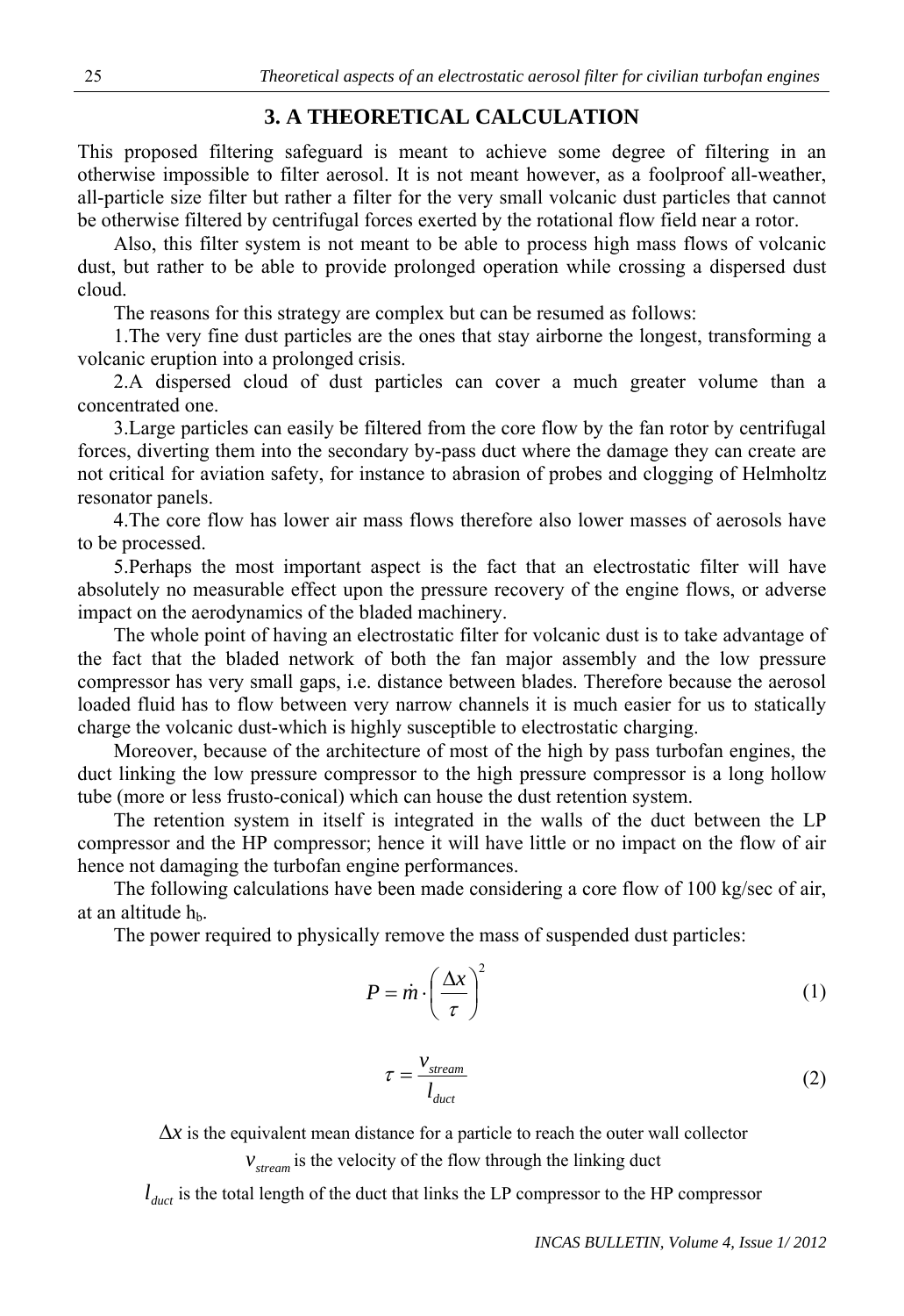## 3. A THEORETICAL CALCULATION

This proposed filtering safeguard is meant to achieve some degree of filtering in an otherwise impossible to filter aerosol. It is not meant however, as a foolproof all-weather, all-particle size filter but rather a filter for the very small volcanic dust particles that cannot be otherwise filtered by centrifugal forces exerted by the rotational flow field near a rotor.

Also, this filter system is not meant to be able to process high mass flows of volcanic dust, but rather to be able to provide prolonged operation while crossing a dispersed dust cloud.

The reasons for this strategy are complex but can be resumed as follows:

1.The very fine dust particles are the ones that stay airborne the longest, transforming a volcanic eruption into a prolonged crisis.

2.A dispersed cloud of dust particles can cover a much greater volume than a concentrated one.

3.Large particles can easily be filtered from the core flow by the fan rotor by centrifugal forces, diverting them into the secondary by-pass duct where the damage they can create are not critical for aviation safety, for instance to abrasion of probes and clogging of Helmholtz resonator panels.

4.The core flow has lower air mass flows therefore also lower masses of aerosols have to be processed.

5.Perhaps the most important aspect is the fact that an electrostatic filter will have absolutely no measurable effect upon the pressure recovery of the engine flows, or adverse impact on the aerodynamics of the bladed machinery.

The whole point of having an electrostatic filter for volcanic dust is to take advantage of the fact that the bladed network of both the fan major assembly and the low pressure compressor has very small gaps, i.e. distance between blades. Therefore because the aerosol loaded fluid has to flow between very narrow channels it is much easier for us to statically charge the volcanic dust-which is highly susceptible to electrostatic charging.

Moreover, because of the architecture of most of the high by pass turbofan engines, the duct linking the low pressure compressor to the high pressure compressor is a long hollow tube (more or less frusto-conical) which can house the dust retention system.

The retention system in itself is integrated in the walls of the duct between the LP compressor and the HP compressor; hence it will have little or no impact on the flow of air hence not damaging the turbofan engine performances.

The following calculations have been made considering a core flow of 100 kg/sec of air, at an altitude $h_b$.

The power required to physically remove the mass of suspended dust particles:

$$P = \dot{m} \cdot \left( \frac{\Delta x}{\tau} \right)^2 \tag{1}$$

$$\tau = \frac{v_{stream}}{l_{duct}} \tag{2}$$

$\Delta x$ is the equivalent mean distance for a particle to reach the outer wall collector

$v_{stream}$ is the velocity of the flow through the linking duct

$l_{duct}$ is the total length of the duct that links the LP compressor to the HP compressor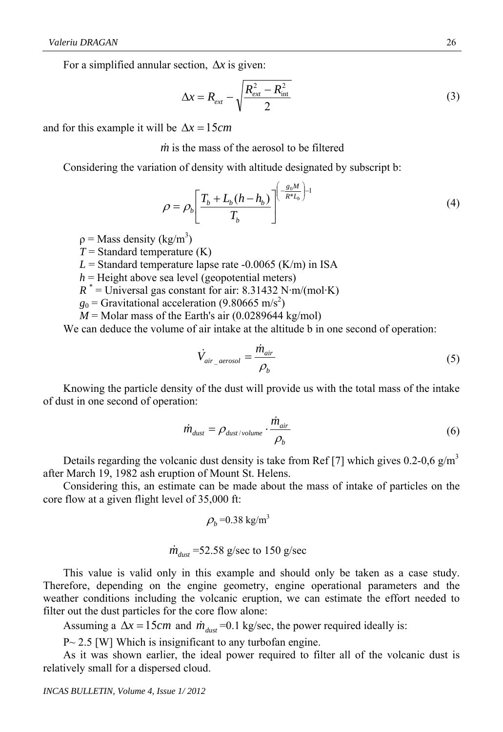For a simplified annular section, $\Delta x$ is given:

$$\Delta x = R_{ext} - \sqrt{\frac{R_{ext}^2 - R_{\text{int}}^2}{2}} \tag{3}$$

and for this example it will be $\Delta x = 15cm$

$\dot{m}$ is the mass of the aerosol to be filtered

Considering the variation of density with altitude designated by subscript b:

$$\rho = \rho_b \left[ \frac{T_b + L_b(h - h_b)}{T_b} \right]^{\left(-\frac{g_0 M}{R^* L_b}\right) - 1} \tag{4}$$

$\rho$ = Mass density (kg/m$^3$)
$T$ = Standard temperature (K)
$L$ = Standard temperature lapse rate -0.0065 (K/m) in ISA
$h$ = Height above sea level (geopotential meters)
$R^*$ = Universal gas constant for air: 8.31432 N·m/(mol·K)
$g_0$ = Gravitational acceleration (9.80665 m/s$^2$)
$M$ = Molar mass of the Earth's air (0.0289644 kg/mol)

We can deduce the volume of air intake at the altitude b in one second of operation:

$$\dot{V}_{air\_aerosol} = \frac{\dot{m}_{air}}{\rho_b} \tag{5}$$

Knowing the particle density of the dust will provide us with the total mass of the intake of dust in one second of operation:

$$\dot{m}_{dust} = \rho_{dust/volume} \cdot \frac{\dot{m}_{air}}{\rho_b} \tag{6}$$

Details regarding the volcanic dust density is take from Ref [7] which gives 0.2-0,6 g/m$^3$ after March 19, 1982 ash eruption of Mount St. Helens.

Considering this, an estimate can be made about the mass of intake of particles on the core flow at a given flight level of 35,000 ft:

$$\rho_b = 0.38 \text{ kg/m}^3$$

$$\dot{m}_{dust} = 52.58 \text{ g/sec to } 150 \text{ g/sec}$$

This value is valid only in this example and should only be taken as a case study. Therefore, depending on the engine geometry, engine operational parameters and the weather conditions including the volcanic eruption, we can estimate the effort needed to filter out the dust particles for the core flow alone:

Assuming a $\Delta x = 15cm$ and $\dot{m}_{dust}$ =0.1 kg/sec, the power required ideally is:

P~ 2.5 [W] Which is insignificant to any turbofan engine.

As it was shown earlier, the ideal power required to filter all of the volcanic dust is relatively small for a dispersed cloud.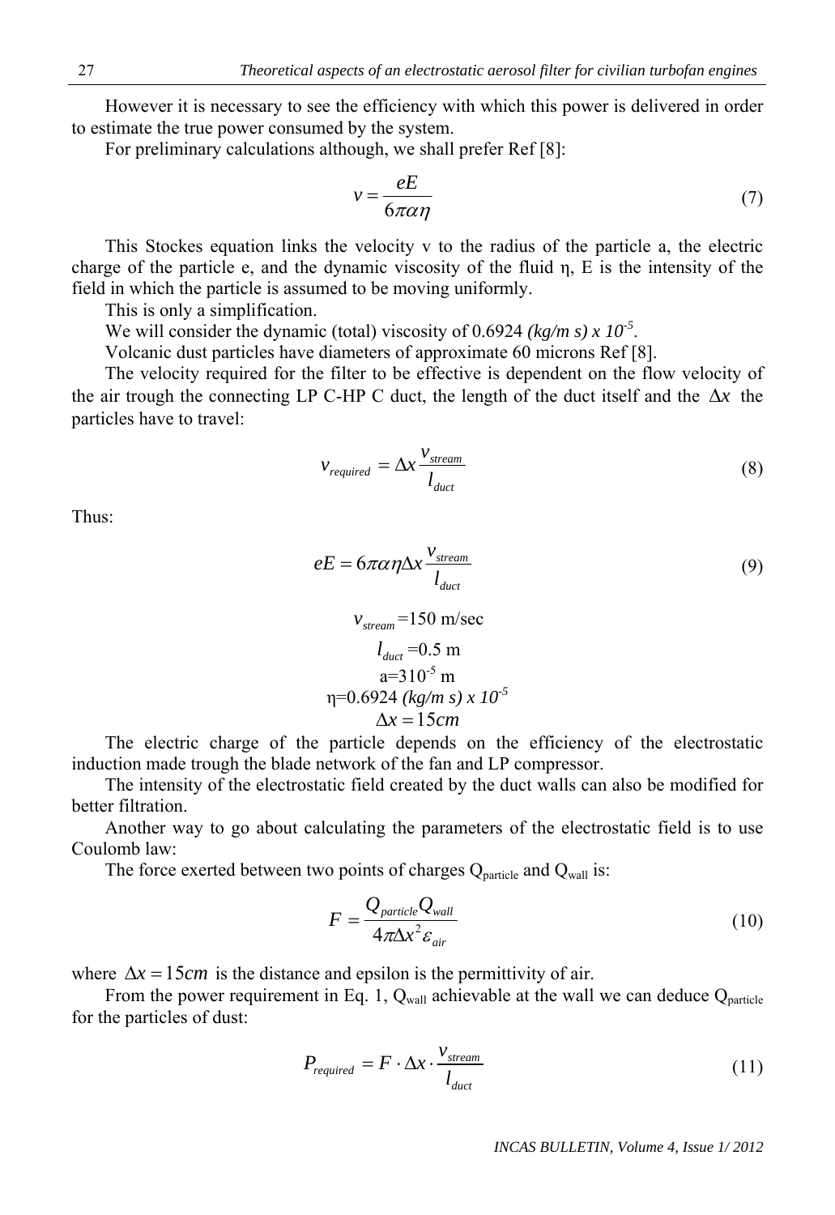However it is necessary to see the efficiency with which this power is delivered in order to estimate the true power consumed by the system.

For preliminary calculations although, we shall prefer Ref [8]:

$$v = \frac{eE}{6\pi\alpha\eta} \tag{7}$$

This Stockes equation links the velocity v to the radius of the particle a, the electric charge of the particle e, and the dynamic viscosity of the fluid η, E is the intensity of the field in which the particle is assumed to be moving uniformly.

This is only a simplification.

We will consider the dynamic (total) viscosity of 0.6924 *(kg/m s) x* $10^{-5}$.

Volcanic dust particles have diameters of approximate 60 microns Ref [8].

The velocity required for the filter to be effective is dependent on the flow velocity of the air trough the connecting LP C-HP C duct, the length of the duct itself and the $\Delta x$ the particles have to travel:

$$v_{required} = \Delta x \frac{v_{stream}}{l_{duct}} \tag{8}$$

Thus:

$$eE = 6\pi\alpha\eta\Delta x \frac{v_{stream}}{l_{duct}} \tag{9}$$

$$v_{stream} = 150 \text{ m/sec}$$

$$l_{duct} = 0.5 \text{ m}$$

$$a = 310^{-5} \text{ m}$$

$$\eta = 0.6924 \ (kg/m\ s) \times 10^{-5}$$

$$\Delta x = 15cm$$

The electric charge of the particle depends on the efficiency of the electrostatic induction made trough the blade network of the fan and LP compressor.

The intensity of the electrostatic field created by the duct walls can also be modified for better filtration.

Another way to go about calculating the parameters of the electrostatic field is to use Coulomb law:

The force exerted between two points of charges $Q_{particle}$ and $Q_{wall}$ is:

$$F = \frac{Q_{particle} Q_{wall}}{4\pi\Delta x^2 \varepsilon_{air}} \tag{10}$$

where $\Delta x = 15cm$ is the distance and epsilon is the permittivity of air.

From the power requirement in Eq. 1, $Q_{wall}$ achievable at the wall we can deduce $Q_{particle}$ for the particles of dust:

$$P_{required} = F \cdot \Delta x \cdot \frac{v_{stream}}{l_{duct}} \tag{11}$$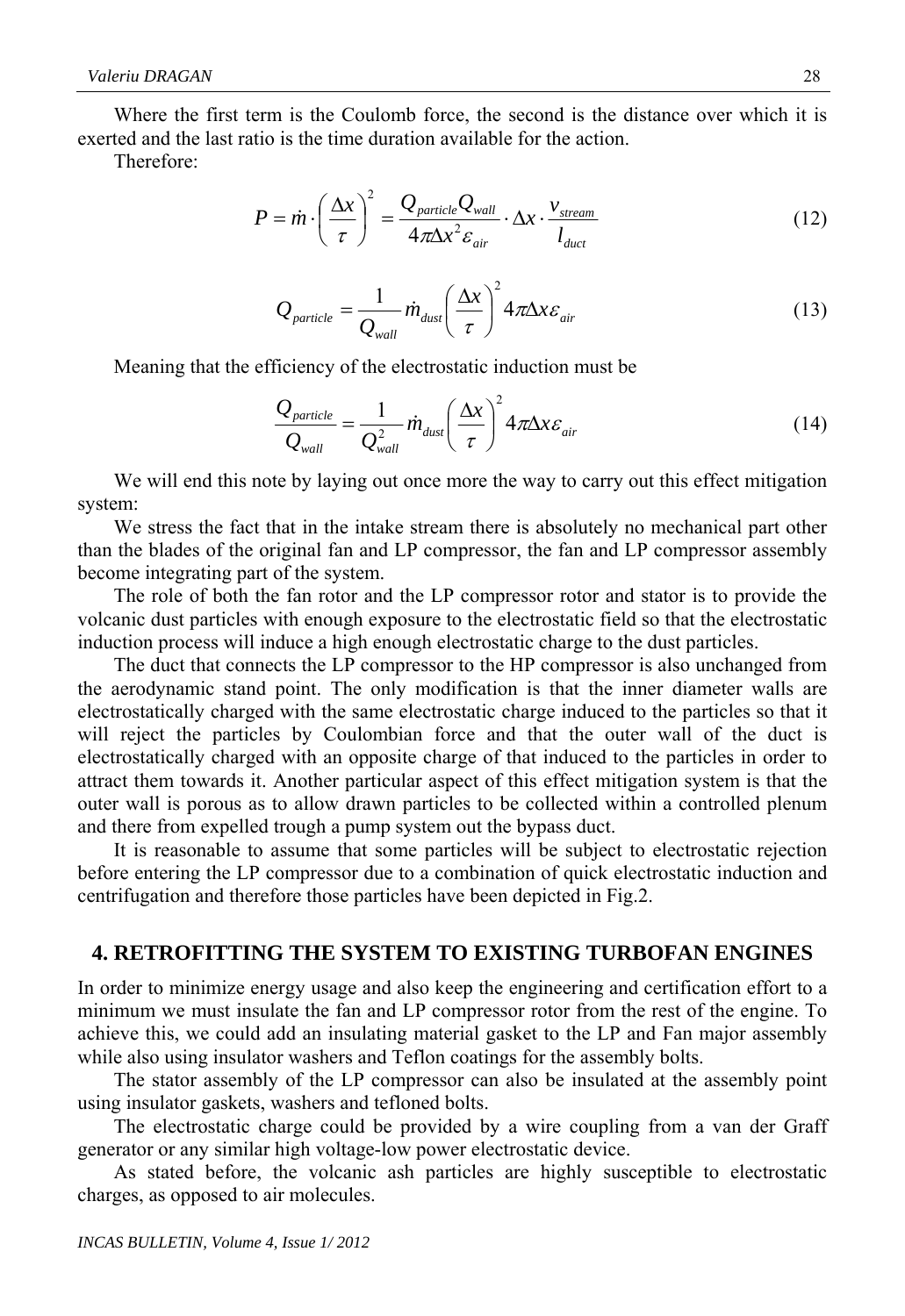Where the first term is the Coulomb force, the second is the distance over which it is exerted and the last ratio is the time duration available for the action.

Therefore:

$$P = \dot{m} \cdot \left(\frac{\Delta x}{\tau}\right)^2 = \frac{Q_{particle} Q_{wall}}{4\pi \Delta x^2 \varepsilon_{air}} \cdot \Delta x \cdot \frac{v_{stream}}{l_{duct}} \tag{12}$$

$$Q_{particle} = \frac{1}{Q_{wall}} \dot{m}_{dust} \left(\frac{\Delta x}{\tau}\right)^2 4\pi \Delta x \varepsilon_{air} \tag{13}$$

Meaning that the efficiency of the electrostatic induction must be

$$\frac{Q_{particle}}{Q_{wall}} = \frac{1}{Q_{wall}^2} \dot{m}_{dust} \left(\frac{\Delta x}{\tau}\right)^2 4\pi \Delta x \varepsilon_{air} \tag{14}$$

We will end this note by laying out once more the way to carry out this effect mitigation system:

We stress the fact that in the intake stream there is absolutely no mechanical part other than the blades of the original fan and LP compressor, the fan and LP compressor assembly become integrating part of the system.

The role of both the fan rotor and the LP compressor rotor and stator is to provide the volcanic dust particles with enough exposure to the electrostatic field so that the electrostatic induction process will induce a high enough electrostatic charge to the dust particles.

The duct that connects the LP compressor to the HP compressor is also unchanged from the aerodynamic stand point. The only modification is that the inner diameter walls are electrostatically charged with the same electrostatic charge induced to the particles so that it will reject the particles by Coulombian force and that the outer wall of the duct is electrostatically charged with an opposite charge of that induced to the particles in order to attract them towards it. Another particular aspect of this effect mitigation system is that the outer wall is porous as to allow drawn particles to be collected within a controlled plenum and there from expelled trough a pump system out the bypass duct.

It is reasonable to assume that some particles will be subject to electrostatic rejection before entering the LP compressor due to a combination of quick electrostatic induction and centrifugation and therefore those particles have been depicted in Fig.2.

## 4. RETROFITTING THE SYSTEM TO EXISTING TURBOFAN ENGINES

In order to minimize energy usage and also keep the engineering and certification effort to a minimum we must insulate the fan and LP compressor rotor from the rest of the engine. To achieve this, we could add an insulating material gasket to the LP and Fan major assembly while also using insulator washers and Teflon coatings for the assembly bolts.

The stator assembly of the LP compressor can also be insulated at the assembly point using insulator gaskets, washers and tefloned bolts.

The electrostatic charge could be provided by a wire coupling from a van der Graff generator or any similar high voltage-low power electrostatic device.

As stated before, the volcanic ash particles are highly susceptible to electrostatic charges, as opposed to air molecules.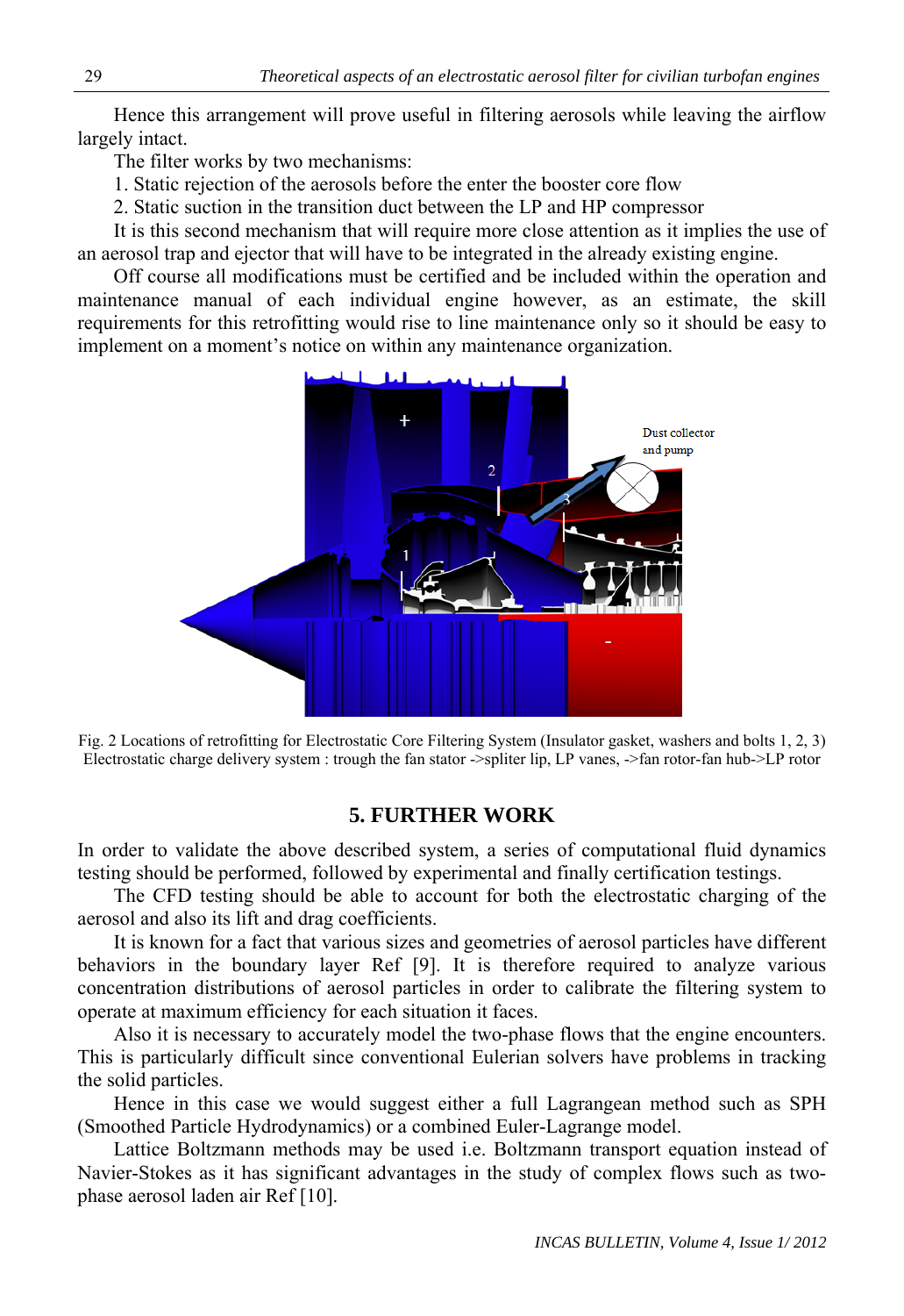Hence this arrangement will prove useful in filtering aerosols while leaving the airflow largely intact.

The filter works by two mechanisms:

1. Static rejection of the aerosols before the enter the booster core flow
2. Static suction in the transition duct between the LP and HP compressor

It is this second mechanism that will require more close attention as it implies the use of an aerosol trap and ejector that will have to be integrated in the already existing engine.

Off course all modifications must be certified and be included within the operation and maintenance manual of each individual engine however, as an estimate, the skill requirements for this retrofitting would rise to line maintenance only so it should be easy to implement on a moment's notice on within any maintenance organization.

Fig. 2 Locations of retrofitting for Electrostatic Core Filtering System (Insulator gasket, washers and bolts 1, 2, 3) Electrostatic charge delivery system : trough the fan stator ->spliter lip, LP vanes, ->fan rotor-fan hub->LP rotor

## 5. FURTHER WORK

In order to validate the above described system, a series of computational fluid dynamics testing should be performed, followed by experimental and finally certification testings.

The CFD testing should be able to account for both the electrostatic charging of the aerosol and also its lift and drag coefficients.

It is known for a fact that various sizes and geometries of aerosol particles have different behaviors in the boundary layer Ref [9]. It is therefore required to analyze various concentration distributions of aerosol particles in order to calibrate the filtering system to operate at maximum efficiency for each situation it faces.

Also it is necessary to accurately model the two-phase flows that the engine encounters. This is particularly difficult since conventional Eulerian solvers have problems in tracking the solid particles.

Hence in this case we would suggest either a full Lagrangean method such as SPH (Smoothed Particle Hydrodynamics) or a combined Euler-Lagrange model.

Lattice Boltzmann methods may be used i.e. Boltzmann transport equation instead of Navier-Stokes as it has significant advantages in the study of complex flows such as two-phase aerosol laden air Ref [10].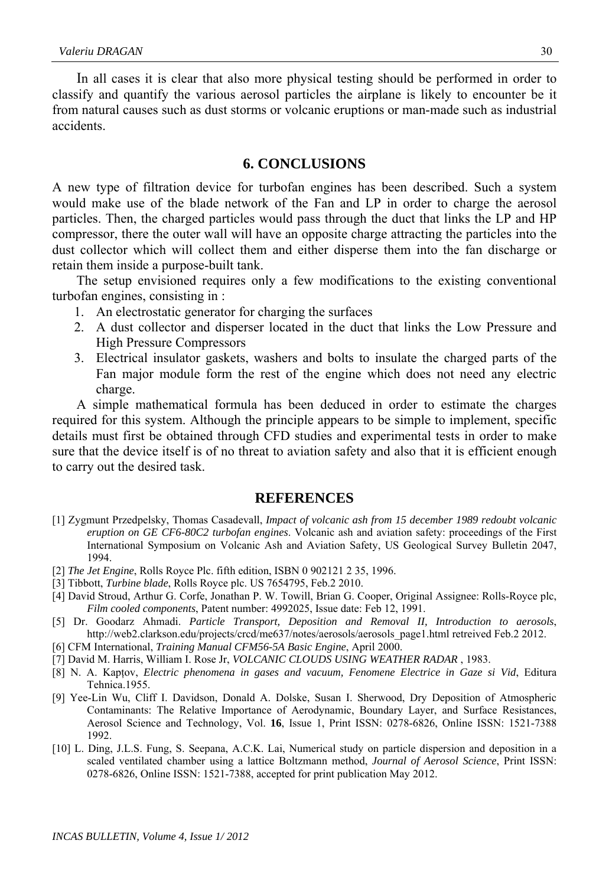In all cases it is clear that also more physical testing should be performed in order to classify and quantify the various aerosol particles the airplane is likely to encounter be it from natural causes such as dust storms or volcanic eruptions or man-made such as industrial accidents.

## 6. CONCLUSIONS

A new type of filtration device for turbofan engines has been described. Such a system would make use of the blade network of the Fan and LP in order to charge the aerosol particles. Then, the charged particles would pass through the duct that links the LP and HP compressor, there the outer wall will have an opposite charge attracting the particles into the dust collector which will collect them and either disperse them into the fan discharge or retain them inside a purpose-built tank.

The setup envisioned requires only a few modifications to the existing conventional turbofan engines, consisting in :

1. An electrostatic generator for charging the surfaces
2. A dust collector and disperser located in the duct that links the Low Pressure and High Pressure Compressors
3. Electrical insulator gaskets, washers and bolts to insulate the charged parts of the Fan major module form the rest of the engine which does not need any electric charge.

A simple mathematical formula has been deduced in order to estimate the charges required for this system. Although the principle appears to be simple to implement, specific details must first be obtained through CFD studies and experimental tests in order to make sure that the device itself is of no threat to aviation safety and also that it is efficient enough to carry out the desired task.

## REFERENCES

[1] Zygmunt Przedpelsky, Thomas Casadevall, *Impact of volcanic ash from 15 december 1989 redoubt volcanic eruption on GE CF6-80C2 turbofan engines*. Volcanic ash and aviation safety: proceedings of the First International Symposium on Volcanic Ash and Aviation Safety, US Geological Survey Bulletin 2047, 1994.

[2] *The Jet Engine*, Rolls Royce Plc. fifth edition, ISBN 0 902121 2 35, 1996.

[3] Tibbott, *Turbine blade*, Rolls Royce plc. US 7654795, Feb.2 2010.

[4] David Stroud, Arthur G. Corfe, Jonathan P. W. Towill, Brian G. Cooper, Original Assignee: Rolls-Royce plc, *Film cooled components*, Patent number: 4992025, Issue date: Feb 12, 1991.

[5] Dr. Goodarz Ahmadi. *Particle Transport, Deposition and Removal II, Introduction to aerosols*, http://web2.clarkson.edu/projects/crcd/me637/notes/aerosols/aerosols_page1.html retreived Feb.2 2012.

[6] CFM International, *Training Manual CFM56-5A Basic Engine*, April 2000.

[7] David M. Harris, William I. Rose Jr, *VOLCANIC CLOUDS USING WEATHER RADAR* , 1983.

[8] N. A. Kapțov, *Electric phenomena in gases and vacuum, Fenomene Electrice in Gaze si Vid*, Editura Tehnica.1955.

[9] Yee-Lin Wu, Cliff I. Davidson, Donald A. Dolske, Susan I. Sherwood, Dry Deposition of Atmospheric Contaminants: The Relative Importance of Aerodynamic, Boundary Layer, and Surface Resistances, Aerosol Science and Technology, Vol. **16**, Issue 1, Print ISSN: 0278-6826, Online ISSN: 1521-7388 1992.

[10] L. Ding, J.L.S. Fung, S. Seepana, A.C.K. Lai, Numerical study on particle dispersion and deposition in a scaled ventilated chamber using a lattice Boltzmann method, *Journal of Aerosol Science*, Print ISSN: 0278-6826, Online ISSN: 1521-7388, accepted for print publication May 2012.